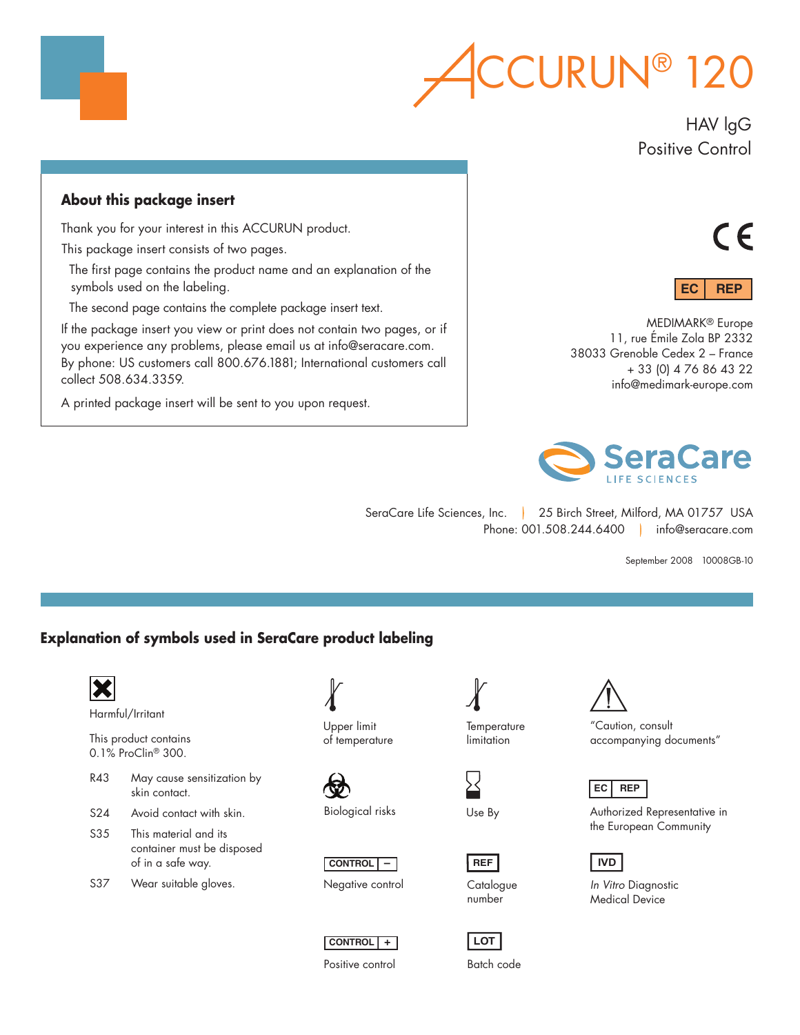# ACCURUN® 120

HAV IgG
Positive Control

## About this package insert

Thank you for your interest in this ACCURUN product.

This package insert consists of two pages.

The first page contains the product name and an explanation of the symbols used on the labeling.

The second page contains the complete package insert text.

If the package insert you view or print does not contain two pages, or if you experience any problems, please email us at info@seracare.com. By phone: US customers call 800.676.1881; International customers call collect 508.634.3359.

A printed package insert will be sent to you upon request.

CE

EC REP

MEDIMARK® Europe
11, rue Émile Zola BP 2332
38033 Grenoble Cedex 2 – France
+ 33 (0) 4 76 86 43 22
info@medimark-europe.com

SeraCare LIFE SCIENCES

SeraCare Life Sciences, Inc. | 25 Birch Street, Milford, MA 01757 USA
Phone: 001.508.244.6400 | info@seracare.com

September 2008 10008GB-10

## Explanation of symbols used in SeraCare product labeling

Harmful/Irritant

This product contains 0.1% ProClin® 300.

| | |
|---|---|
| R43 | May cause sensitization by skin contact. |
| S24 | Avoid contact with skin. |
| S35 | This material and its container must be disposed of in a safe way. |
| S37 | Wear suitable gloves. |

Upper limit of temperature

Temperature limitation

"Caution, consult accompanying documents"

Biological risks

Use By

EC REP — Authorized Representative in the European Community

CONTROL – — Negative control

REF — Catalogue number

IVD — *In Vitro* Diagnostic Medical Device

CONTROL + — Positive control

LOT — Batch code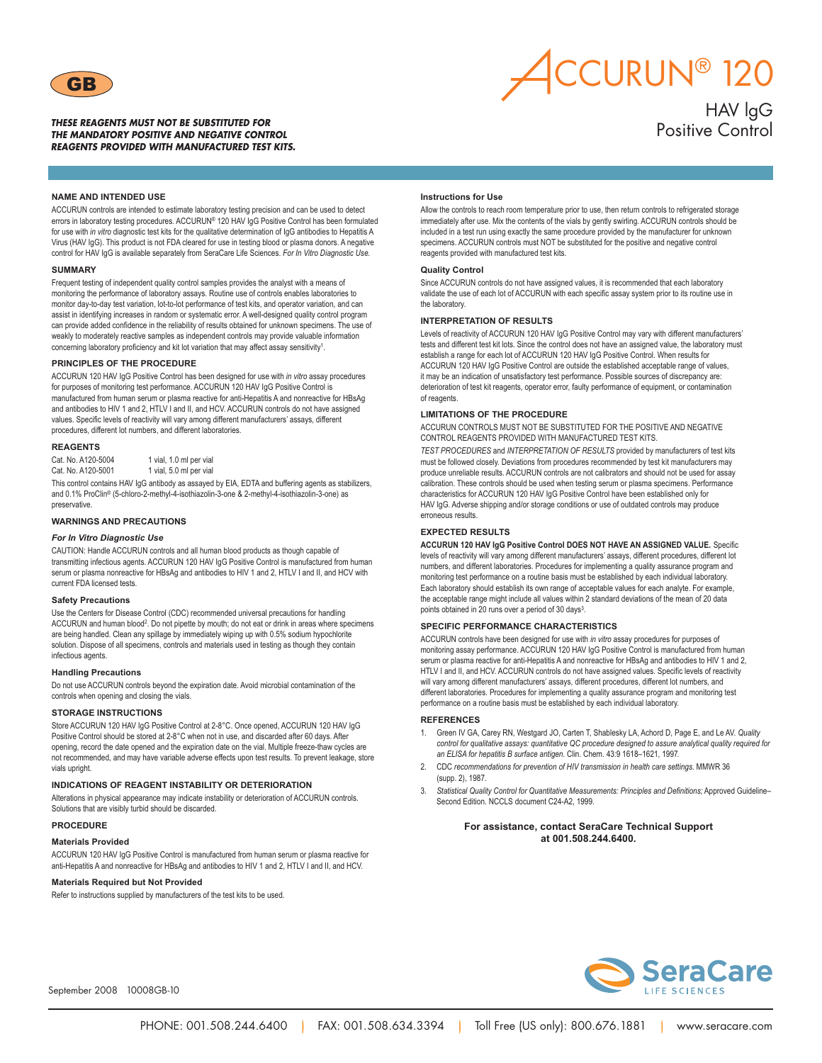GB

***THESE REAGENTS MUST NOT BE SUBSTITUTED FOR THE MANDATORY POSITIVE AND NEGATIVE CONTROL REAGENTS PROVIDED WITH MANUFACTURED TEST KITS.***

# ACCURUN® 120

## HAV IgG Positive Control

### NAME AND INTENDED USE

ACCURUN controls are intended to estimate laboratory testing precision and can be used to detect errors in laboratory testing procedures. ACCURUN® 120 HAV IgG Positive Control has been formulated for use with *in vitro* diagnostic test kits for the qualitative determination of IgG antibodies to Hepatitis A Virus (HAV IgG). This product is not FDA cleared for use in testing blood or plasma donors. A negative control for HAV IgG is available separately from SeraCare Life Sciences. *For In Vitro Diagnostic Use.*

### SUMMARY

Frequent testing of independent quality control samples provides the analyst with a means of monitoring the performance of laboratory assays. Routine use of controls enables laboratories to monitor day-to-day test variation, lot-to-lot performance of test kits, and operator variation, and can assist in identifying increases in random or systematic error. A well-designed quality control program can provide added confidence in the reliability of results obtained for unknown specimens. The use of weakly to moderately reactive samples as independent controls may provide valuable information concerning laboratory proficiency and kit lot variation that may affect assay sensitivity[1].

### PRINCIPLES OF THE PROCEDURE

ACCURUN 120 HAV IgG Positive Control has been designed for use with *in vitro* assay procedures for purposes of monitoring test performance. ACCURUN 120 HAV IgG Positive Control is manufactured from human serum or plasma reactive for anti-Hepatitis A and nonreactive for HBsAg and antibodies to HIV 1 and 2, HTLV I and II, and HCV. ACCURUN controls do not have assigned values. Specific levels of reactivity will vary among different manufacturers' assays, different procedures, different lot numbers, and different laboratories.

### REAGENTS

| | |
|---|---|
| Cat. No. A120-5004 | 1 vial, 1.0 ml per vial |
| Cat. No. A120-5001 | 1 vial, 5.0 ml per vial |

This control contains HAV IgG antibody as assayed by EIA, EDTA and buffering agents as stabilizers, and 0.1% ProClin® (5-chloro-2-methyl-4-isothiazolin-3-one & 2-methyl-4-isothiazolin-3-one) as preservative.

### WARNINGS AND PRECAUTIONS

#### *For In Vitro Diagnostic Use*

CAUTION: Handle ACCURUN controls and all human blood products as though capable of transmitting infectious agents. ACCURUN 120 HAV IgG Positive Control is manufactured from human serum or plasma nonreactive for HBsAg and antibodies to HIV 1 and 2, HTLV I and II, and HCV with current FDA licensed tests.

#### Safety Precautions

Use the Centers for Disease Control (CDC) recommended universal precautions for handling ACCURUN and human blood[2]. Do not pipette by mouth; do not eat or drink in areas where specimens are being handled. Clean any spillage by immediately wiping up with 0.5% sodium hypochlorite solution. Dispose of all specimens, controls and materials used in testing as though they contain infectious agents.

#### Handling Precautions

Do not use ACCURUN controls beyond the expiration date. Avoid microbial contamination of the controls when opening and closing the vials.

### STORAGE INSTRUCTIONS

Store ACCURUN 120 HAV IgG Positive Control at 2-8°C. Once opened, ACCURUN 120 HAV IgG Positive Control should be stored at 2-8°C when not in use, and discarded after 60 days. After opening, record the date opened and the expiration date on the vial. Multiple freeze-thaw cycles are not recommended, and may have variable adverse effects upon test results. To prevent leakage, store vials upright.

### INDICATIONS OF REAGENT INSTABILITY OR DETERIORATION

Alterations in physical appearance may indicate instability or deterioration of ACCURUN controls. Solutions that are visibly turbid should be discarded.

### PROCEDURE

#### Materials Provided

ACCURUN 120 HAV IgG Positive Control is manufactured from human serum or plasma reactive for anti-Hepatitis A and nonreactive for HBsAg and antibodies to HIV 1 and 2, HTLV I and II, and HCV.

#### Materials Required but Not Provided

Refer to instructions supplied by manufacturers of the test kits to be used.

#### Instructions for Use

Allow the controls to reach room temperature prior to use, then return controls to refrigerated storage immediately after use. Mix the contents of the vials by gently swirling. ACCURUN controls should be included in a test run using exactly the same procedure provided by the manufacturer for unknown specimens. ACCURUN controls must NOT be substituted for the positive and negative control reagents provided with manufactured test kits.

#### Quality Control

Since ACCURUN controls do not have assigned values, it is recommended that each laboratory validate the use of each lot of ACCURUN with each specific assay system prior to its routine use in the laboratory.

### INTERPRETATION OF RESULTS

Levels of reactivity of ACCURUN 120 HAV IgG Positive Control may vary with different manufacturers' tests and different test kit lots. Since the control does not have an assigned value, the laboratory must establish a range for each lot of ACCURUN 120 HAV IgG Positive Control. When results for ACCURUN 120 HAV IgG Positive Control are outside the established acceptable range of values, it may be an indication of unsatisfactory test performance. Possible sources of discrepancy are: deterioration of test kit reagents, operator error, faulty performance of equipment, or contamination of reagents.

### LIMITATIONS OF THE PROCEDURE

ACCURUN CONTROLS MUST NOT BE SUBSTITUTED FOR THE POSITIVE AND NEGATIVE CONTROL REAGENTS PROVIDED WITH MANUFACTURED TEST KITS.

*TEST PROCEDURES* and *INTERPRETATION OF RESULTS* provided by manufacturers of test kits must be followed closely. Deviations from procedures recommended by test kit manufacturers may produce unreliable results. ACCURUN controls are not calibrators and should not be used for assay calibration. These controls should be used when testing serum or plasma specimens. Performance characteristics for ACCURUN 120 HAV IgG Positive Control have been established only for HAV IgG. Adverse shipping and/or storage conditions or use of outdated controls may produce erroneous results.

### EXPECTED RESULTS

**ACCURUN 120 HAV IgG Positive Control DOES NOT HAVE AN ASSIGNED VALUE.** Specific levels of reactivity will vary among different manufacturers' assays, different procedures, different lot numbers, and different laboratories. Procedures for implementing a quality assurance program and monitoring test performance on a routine basis must be established by each individual laboratory. Each laboratory should establish its own range of acceptable values for each analyte. For example, the acceptable range might include all values within 2 standard deviations of the mean of 20 data points obtained in 20 runs over a period of 30 days[3].

### SPECIFIC PERFORMANCE CHARACTERISTICS

ACCURUN controls have been designed for use with *in vitro* assay procedures for purposes of monitoring assay performance. ACCURUN 120 HAV IgG Positive Control is manufactured from human serum or plasma reactive for anti-Hepatitis A and nonreactive for HBsAg and antibodies to HIV 1 and 2, HTLV I and II, and HCV. ACCURUN controls do not have assigned values. Specific levels of reactivity will vary among different manufacturers' assays, different procedures, different lot numbers, and different laboratories. Procedures for implementing a quality assurance program and monitoring test performance on a routine basis must be established by each individual laboratory.

### REFERENCES

1. Green IV GA, Carey RN, Westgard JO, Carten T, Shablesky LA, Achord D, Page E, and Le AV. *Quality control for qualitative assays: quantitative QC procedure designed to assure analytical quality required for an ELISA for hepatitis B surface antigen.* Clin. Chem. 43:9 1618–1621, 1997.
2. CDC *recommendations for prevention of HIV transmission in health care settings.* MMWR 36 (supp. 2), 1987.
3. *Statistical Quality Control for Quantitative Measurements: Principles and Definitions;* Approved Guideline–Second Edition. NCCLS document C24-A2, 1999.

**For assistance, contact SeraCare Technical Support at 001.508.244.6400.**

SeraCare LIFE SCIENCES

September 2008 10008GB-10

PHONE: 001.508.244.6400 | FAX: 001.508.634.3394 | Toll Free (US only): 800.676.1881 | www.seracare.com